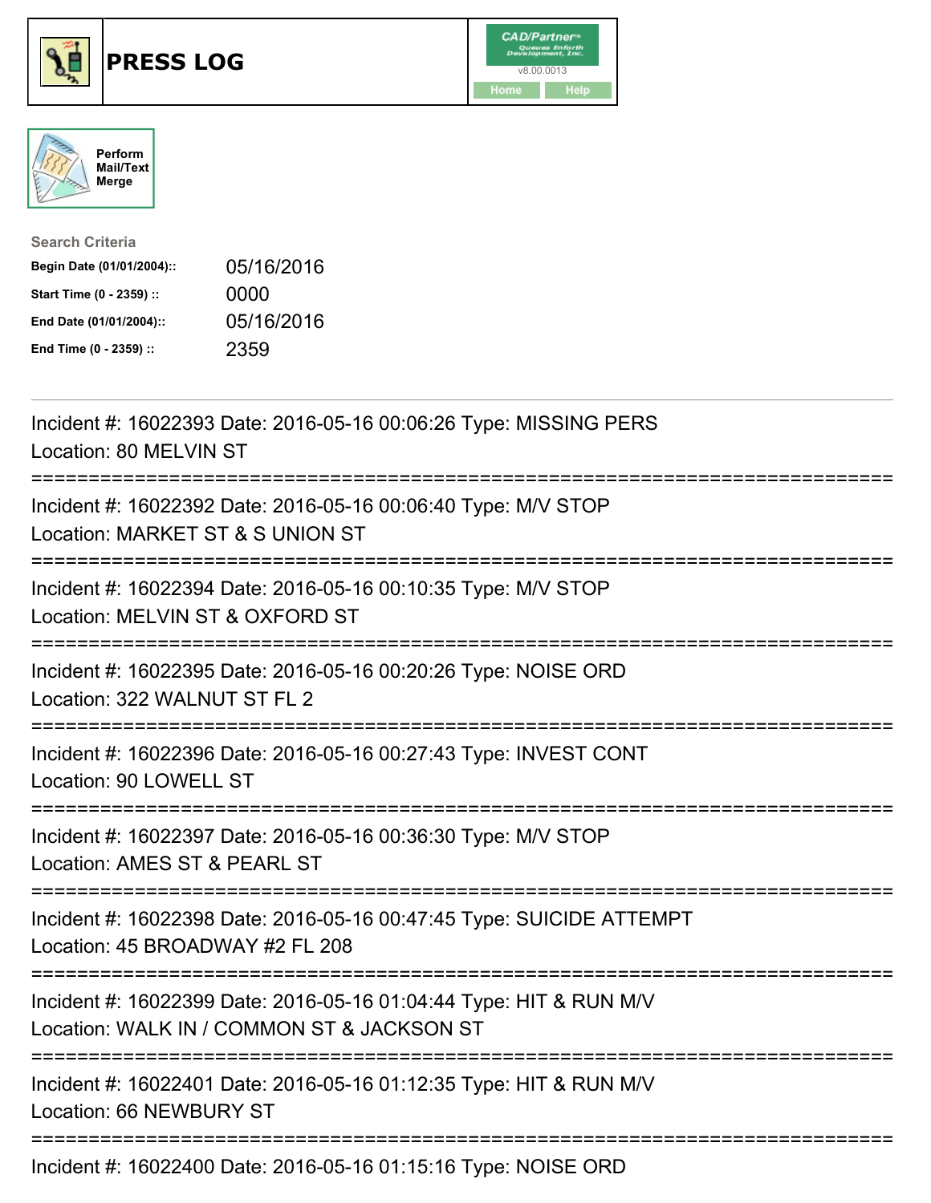# PRESS LOG

CAD/Partner
v8.00.0013
Home Help

Perform Mail/Text Merge

**Search Criteria**

| | |
|---|---|
| **Begin Date (01/01/2004)::** | 05/16/2016 |
| **Start Time (0 - 2359) ::** | 0000 |
| **End Date (01/01/2004)::** | 05/16/2016 |
| **End Time (0 - 2359) ::** | 2359 |

---

Incident #: 16022393 Date: 2016-05-16 00:06:26 Type: MISSING PERS
Location: 80 MELVIN ST

===========================================================================

Incident #: 16022392 Date: 2016-05-16 00:06:40 Type: M/V STOP
Location: MARKET ST & S UNION ST

===========================================================================

Incident #: 16022394 Date: 2016-05-16 00:10:35 Type: M/V STOP
Location: MELVIN ST & OXFORD ST

===========================================================================

Incident #: 16022395 Date: 2016-05-16 00:20:26 Type: NOISE ORD
Location: 322 WALNUT ST FL 2

===========================================================================

Incident #: 16022396 Date: 2016-05-16 00:27:43 Type: INVEST CONT
Location: 90 LOWELL ST

===========================================================================

Incident #: 16022397 Date: 2016-05-16 00:36:30 Type: M/V STOP
Location: AMES ST & PEARL ST

===========================================================================

Incident #: 16022398 Date: 2016-05-16 00:47:45 Type: SUICIDE ATTEMPT
Location: 45 BROADWAY #2 FL 208

===========================================================================

Incident #: 16022399 Date: 2016-05-16 01:04:44 Type: HIT & RUN M/V
Location: WALK IN / COMMON ST & JACKSON ST

===========================================================================

Incident #: 16022401 Date: 2016-05-16 01:12:35 Type: HIT & RUN M/V
Location: 66 NEWBURY ST

===========================================================================

Incident #: 16022400 Date: 2016-05-16 01:15:16 Type: NOISE ORD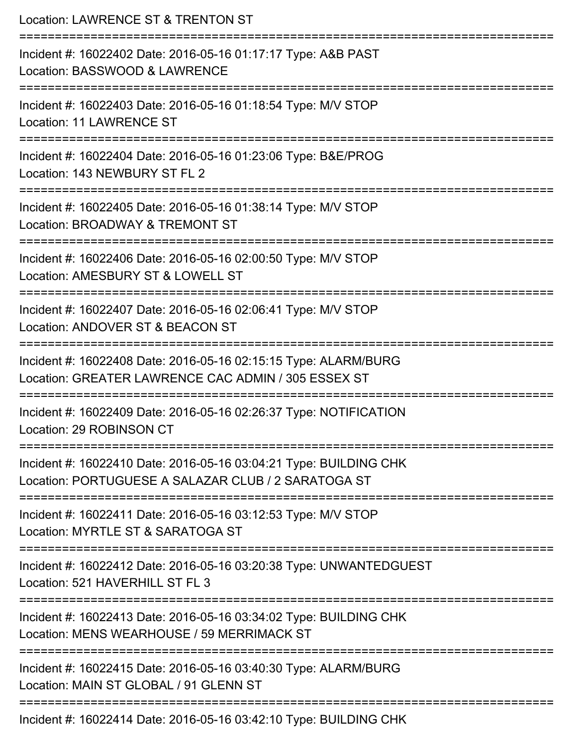Location: LAWRENCE ST & TRENTON ST

===========================================================================

Incident #: 16022402 Date: 2016-05-16 01:17:17 Type: A&B PAST
Location: BASSWOOD & LAWRENCE

===========================================================================

Incident #: 16022403 Date: 2016-05-16 01:18:54 Type: M/V STOP
Location: 11 LAWRENCE ST

===========================================================================

Incident #: 16022404 Date: 2016-05-16 01:23:06 Type: B&E/PROG
Location: 143 NEWBURY ST FL 2

===========================================================================

Incident #: 16022405 Date: 2016-05-16 01:38:14 Type: M/V STOP
Location: BROADWAY & TREMONT ST

===========================================================================

Incident #: 16022406 Date: 2016-05-16 02:00:50 Type: M/V STOP
Location: AMESBURY ST & LOWELL ST

===========================================================================

Incident #: 16022407 Date: 2016-05-16 02:06:41 Type: M/V STOP
Location: ANDOVER ST & BEACON ST

===========================================================================

Incident #: 16022408 Date: 2016-05-16 02:15:15 Type: ALARM/BURG
Location: GREATER LAWRENCE CAC ADMIN / 305 ESSEX ST

===========================================================================

Incident #: 16022409 Date: 2016-05-16 02:26:37 Type: NOTIFICATION
Location: 29 ROBINSON CT

===========================================================================

Incident #: 16022410 Date: 2016-05-16 03:04:21 Type: BUILDING CHK
Location: PORTUGUESE A SALAZAR CLUB / 2 SARATOGA ST

===========================================================================

Incident #: 16022411 Date: 2016-05-16 03:12:53 Type: M/V STOP
Location: MYRTLE ST & SARATOGA ST

===========================================================================

Incident #: 16022412 Date: 2016-05-16 03:20:38 Type: UNWANTEDGUEST
Location: 521 HAVERHILL ST FL 3

===========================================================================

Incident #: 16022413 Date: 2016-05-16 03:34:02 Type: BUILDING CHK
Location: MENS WEARHOUSE / 59 MERRIMACK ST

===========================================================================

Incident #: 16022415 Date: 2016-05-16 03:40:30 Type: ALARM/BURG
Location: MAIN ST GLOBAL / 91 GLENN ST

===========================================================================

Incident #: 16022414 Date: 2016-05-16 03:42:10 Type: BUILDING CHK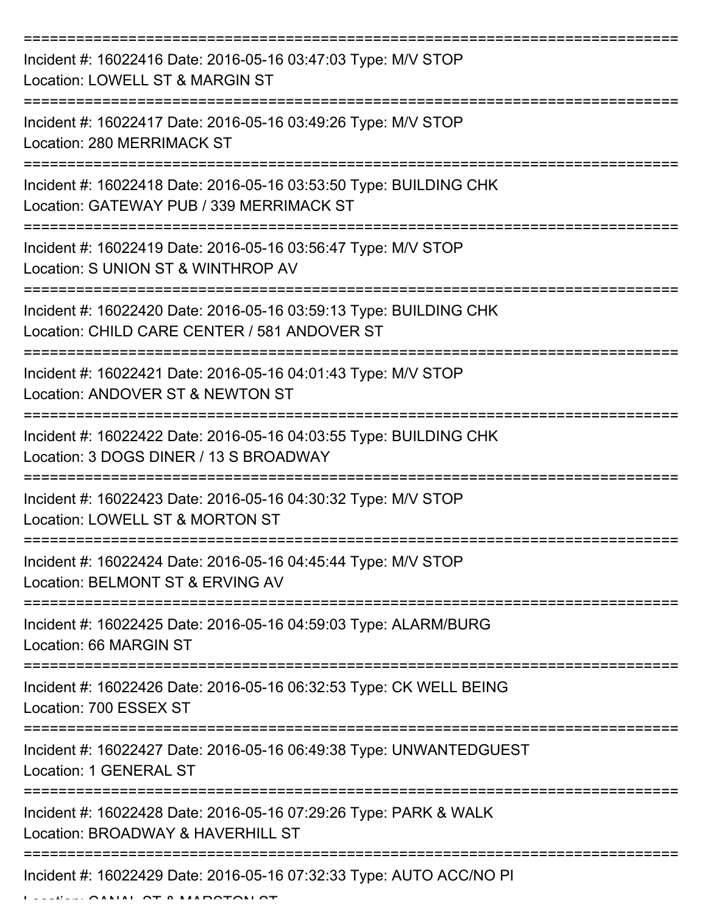===========================================================================

Incident #: 16022416 Date: 2016-05-16 03:47:03 Type: M/V STOP
Location: LOWELL ST & MARGIN ST

===========================================================================

Incident #: 16022417 Date: 2016-05-16 03:49:26 Type: M/V STOP
Location: 280 MERRIMACK ST

===========================================================================

Incident #: 16022418 Date: 2016-05-16 03:53:50 Type: BUILDING CHK
Location: GATEWAY PUB / 339 MERRIMACK ST

===========================================================================

Incident #: 16022419 Date: 2016-05-16 03:56:47 Type: M/V STOP
Location: S UNION ST & WINTHROP AV

===========================================================================

Incident #: 16022420 Date: 2016-05-16 03:59:13 Type: BUILDING CHK
Location: CHILD CARE CENTER / 581 ANDOVER ST

===========================================================================

Incident #: 16022421 Date: 2016-05-16 04:01:43 Type: M/V STOP
Location: ANDOVER ST & NEWTON ST

===========================================================================

Incident #: 16022422 Date: 2016-05-16 04:03:55 Type: BUILDING CHK
Location: 3 DOGS DINER / 13 S BROADWAY

===========================================================================

Incident #: 16022423 Date: 2016-05-16 04:30:32 Type: M/V STOP
Location: LOWELL ST & MORTON ST

===========================================================================

Incident #: 16022424 Date: 2016-05-16 04:45:44 Type: M/V STOP
Location: BELMONT ST & ERVING AV

===========================================================================

Incident #: 16022425 Date: 2016-05-16 04:59:03 Type: ALARM/BURG
Location: 66 MARGIN ST

===========================================================================

Incident #: 16022426 Date: 2016-05-16 06:32:53 Type: CK WELL BEING
Location: 700 ESSEX ST

===========================================================================

Incident #: 16022427 Date: 2016-05-16 06:49:38 Type: UNWANTEDGUEST
Location: 1 GENERAL ST

===========================================================================

Incident #: 16022428 Date: 2016-05-16 07:29:26 Type: PARK & WALK
Location: BROADWAY & HAVERHILL ST

===========================================================================

Incident #: 16022429 Date: 2016-05-16 07:32:33 Type: AUTO ACC/NO PI
Location: CANAL ST & MARSTON ST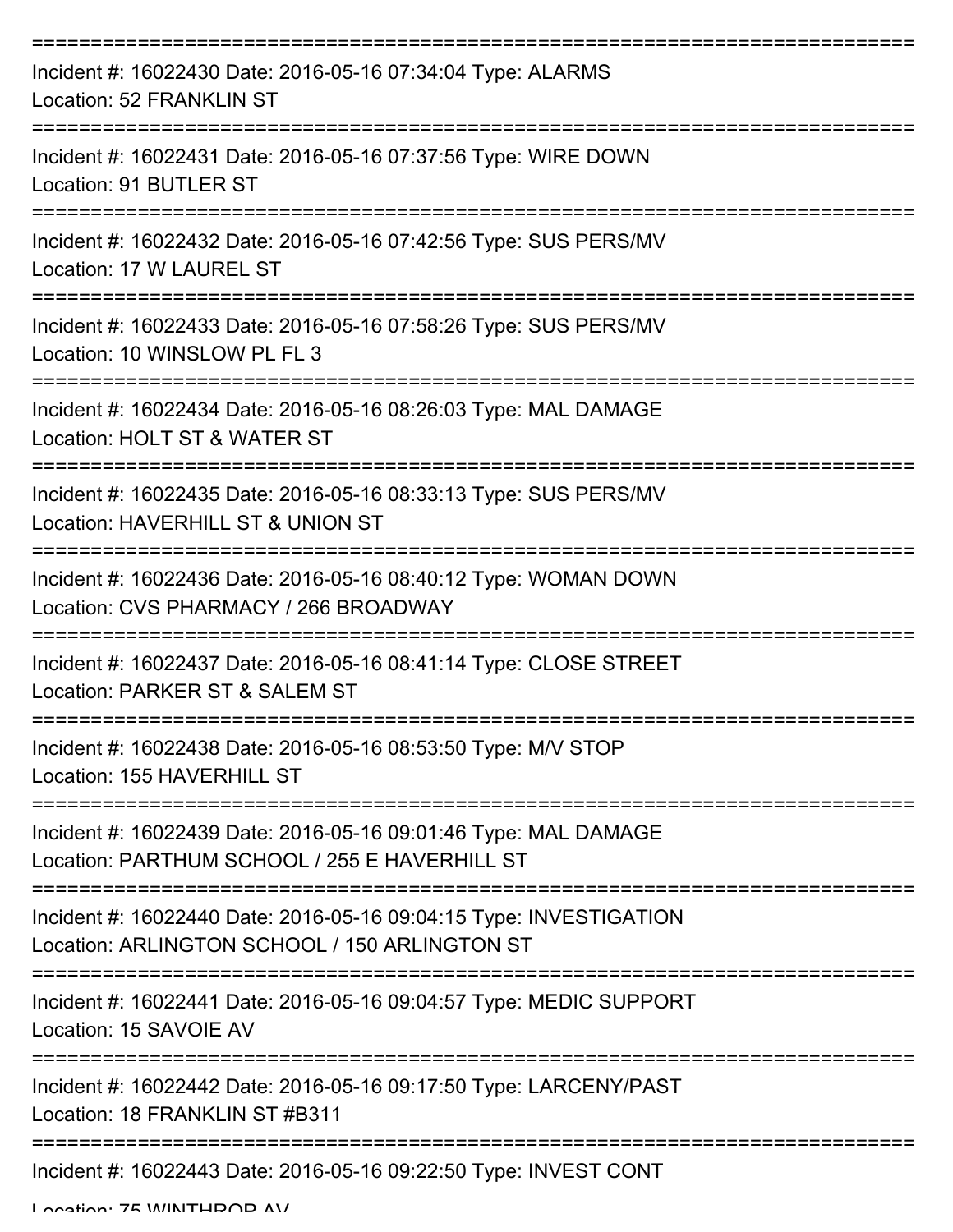===========================================================================

Incident #: 16022430 Date: 2016-05-16 07:34:04 Type: ALARMS
Location: 52 FRANKLIN ST

===========================================================================

Incident #: 16022431 Date: 2016-05-16 07:37:56 Type: WIRE DOWN
Location: 91 BUTLER ST

===========================================================================

Incident #: 16022432 Date: 2016-05-16 07:42:56 Type: SUS PERS/MV
Location: 17 W LAUREL ST

===========================================================================

Incident #: 16022433 Date: 2016-05-16 07:58:26 Type: SUS PERS/MV
Location: 10 WINSLOW PL FL 3

===========================================================================

Incident #: 16022434 Date: 2016-05-16 08:26:03 Type: MAL DAMAGE
Location: HOLT ST & WATER ST

===========================================================================

Incident #: 16022435 Date: 2016-05-16 08:33:13 Type: SUS PERS/MV
Location: HAVERHILL ST & UNION ST

===========================================================================

Incident #: 16022436 Date: 2016-05-16 08:40:12 Type: WOMAN DOWN
Location: CVS PHARMACY / 266 BROADWAY

===========================================================================

Incident #: 16022437 Date: 2016-05-16 08:41:14 Type: CLOSE STREET
Location: PARKER ST & SALEM ST

===========================================================================

Incident #: 16022438 Date: 2016-05-16 08:53:50 Type: M/V STOP
Location: 155 HAVERHILL ST

===========================================================================

Incident #: 16022439 Date: 2016-05-16 09:01:46 Type: MAL DAMAGE
Location: PARTHUM SCHOOL / 255 E HAVERHILL ST

===========================================================================

Incident #: 16022440 Date: 2016-05-16 09:04:15 Type: INVESTIGATION
Location: ARLINGTON SCHOOL / 150 ARLINGTON ST

===========================================================================

Incident #: 16022441 Date: 2016-05-16 09:04:57 Type: MEDIC SUPPORT
Location: 15 SAVOIE AV

===========================================================================

Incident #: 16022442 Date: 2016-05-16 09:17:50 Type: LARCENY/PAST
Location: 18 FRANKLIN ST #B311

===========================================================================

Incident #: 16022443 Date: 2016-05-16 09:22:50 Type: INVEST CONT
Location: 75 WINTHROP AV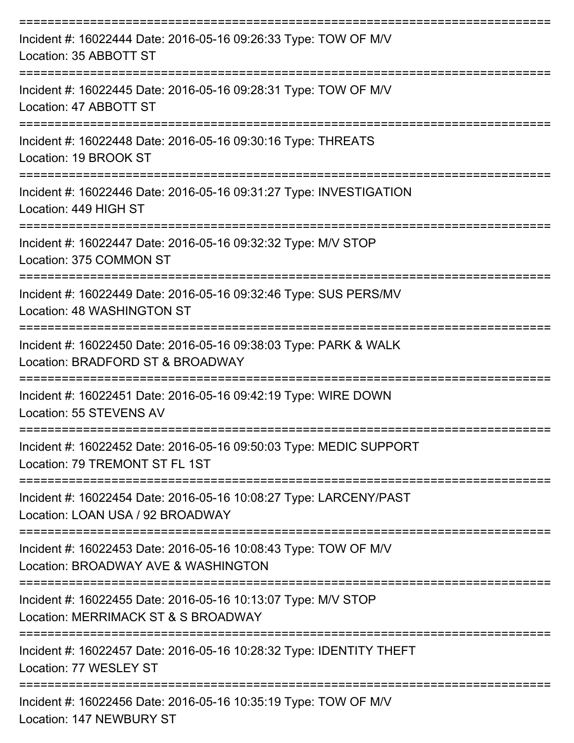===========================================================================

Incident #: 16022444 Date: 2016-05-16 09:26:33 Type: TOW OF M/V

Location: 35 ABBOTT ST

===========================================================================

Incident #: 16022445 Date: 2016-05-16 09:28:31 Type: TOW OF M/V

Location: 47 ABBOTT ST

===========================================================================

Incident #: 16022448 Date: 2016-05-16 09:30:16 Type: THREATS

Location: 19 BROOK ST

===========================================================================

Incident #: 16022446 Date: 2016-05-16 09:31:27 Type: INVESTIGATION

Location: 449 HIGH ST

===========================================================================

Incident #: 16022447 Date: 2016-05-16 09:32:32 Type: M/V STOP

Location: 375 COMMON ST

===========================================================================

Incident #: 16022449 Date: 2016-05-16 09:32:46 Type: SUS PERS/MV

Location: 48 WASHINGTON ST

===========================================================================

Incident #: 16022450 Date: 2016-05-16 09:38:03 Type: PARK & WALK

Location: BRADFORD ST & BROADWAY

===========================================================================

Incident #: 16022451 Date: 2016-05-16 09:42:19 Type: WIRE DOWN

Location: 55 STEVENS AV

===========================================================================

Incident #: 16022452 Date: 2016-05-16 09:50:03 Type: MEDIC SUPPORT

Location: 79 TREMONT ST FL 1ST

===========================================================================

Incident #: 16022454 Date: 2016-05-16 10:08:27 Type: LARCENY/PAST

Location: LOAN USA / 92 BROADWAY

===========================================================================

Incident #: 16022453 Date: 2016-05-16 10:08:43 Type: TOW OF M/V

Location: BROADWAY AVE & WASHINGTON

===========================================================================

Incident #: 16022455 Date: 2016-05-16 10:13:07 Type: M/V STOP

Location: MERRIMACK ST & S BROADWAY

===========================================================================

Incident #: 16022457 Date: 2016-05-16 10:28:32 Type: IDENTITY THEFT

Location: 77 WESLEY ST

===========================================================================

Incident #: 16022456 Date: 2016-05-16 10:35:19 Type: TOW OF M/V

Location: 147 NEWBURY ST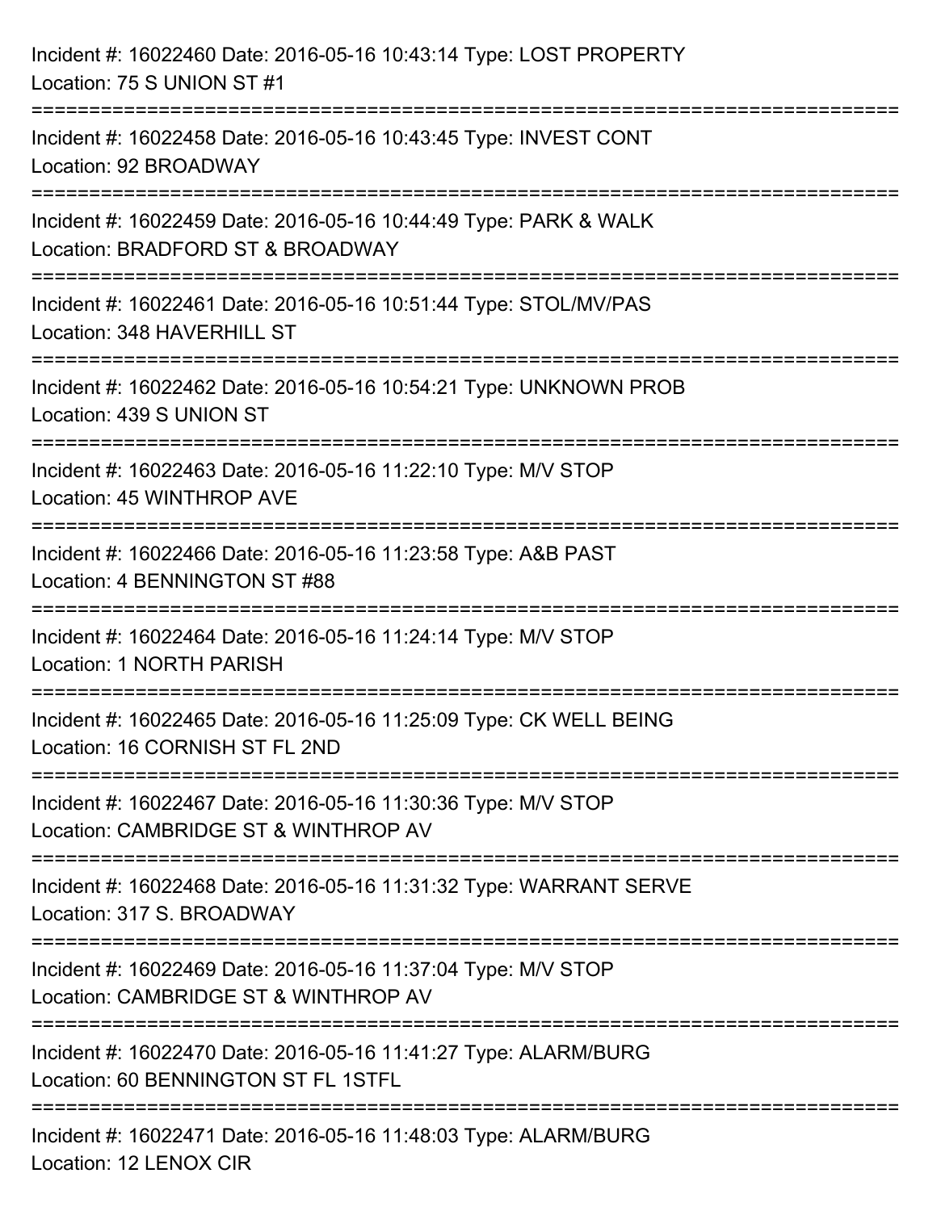Incident #: 16022460 Date: 2016-05-16 10:43:14 Type: LOST PROPERTY
Location: 75 S UNION ST #1

===========================================================================

Incident #: 16022458 Date: 2016-05-16 10:43:45 Type: INVEST CONT
Location: 92 BROADWAY

===========================================================================

Incident #: 16022459 Date: 2016-05-16 10:44:49 Type: PARK & WALK
Location: BRADFORD ST & BROADWAY

===========================================================================

Incident #: 16022461 Date: 2016-05-16 10:51:44 Type: STOL/MV/PAS
Location: 348 HAVERHILL ST

===========================================================================

Incident #: 16022462 Date: 2016-05-16 10:54:21 Type: UNKNOWN PROB
Location: 439 S UNION ST

===========================================================================

Incident #: 16022463 Date: 2016-05-16 11:22:10 Type: M/V STOP
Location: 45 WINTHROP AVE

===========================================================================

Incident #: 16022466 Date: 2016-05-16 11:23:58 Type: A&B PAST
Location: 4 BENNINGTON ST #88

===========================================================================

Incident #: 16022464 Date: 2016-05-16 11:24:14 Type: M/V STOP
Location: 1 NORTH PARISH

===========================================================================

Incident #: 16022465 Date: 2016-05-16 11:25:09 Type: CK WELL BEING
Location: 16 CORNISH ST FL 2ND

===========================================================================

Incident #: 16022467 Date: 2016-05-16 11:30:36 Type: M/V STOP
Location: CAMBRIDGE ST & WINTHROP AV

===========================================================================

Incident #: 16022468 Date: 2016-05-16 11:31:32 Type: WARRANT SERVE
Location: 317 S. BROADWAY

===========================================================================

Incident #: 16022469 Date: 2016-05-16 11:37:04 Type: M/V STOP
Location: CAMBRIDGE ST & WINTHROP AV

===========================================================================

Incident #: 16022470 Date: 2016-05-16 11:41:27 Type: ALARM/BURG
Location: 60 BENNINGTON ST FL 1STFL

===========================================================================

Incident #: 16022471 Date: 2016-05-16 11:48:03 Type: ALARM/BURG
Location: 12 LENOX CIR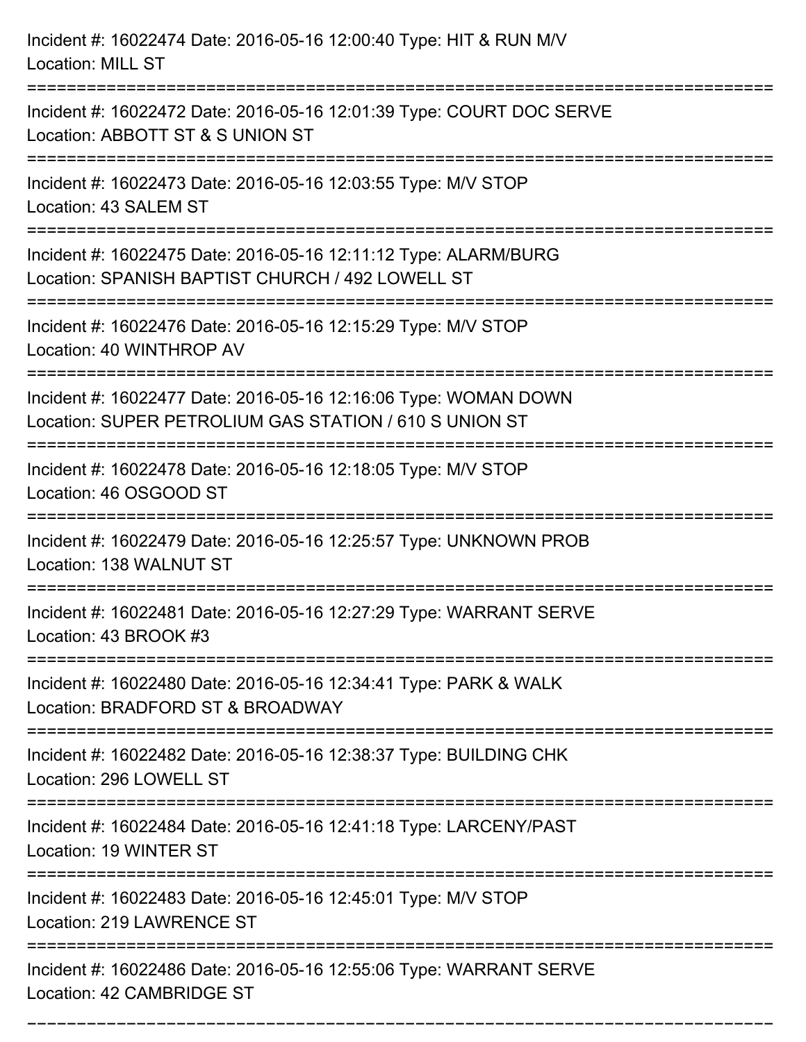Incident #: 16022474 Date: 2016-05-16 12:00:40 Type: HIT & RUN M/V
Location: MILL ST

===========================================================================

Incident #: 16022472 Date: 2016-05-16 12:01:39 Type: COURT DOC SERVE
Location: ABBOTT ST & S UNION ST

===========================================================================

Incident #: 16022473 Date: 2016-05-16 12:03:55 Type: M/V STOP
Location: 43 SALEM ST

===========================================================================

Incident #: 16022475 Date: 2016-05-16 12:11:12 Type: ALARM/BURG
Location: SPANISH BAPTIST CHURCH / 492 LOWELL ST

===========================================================================

Incident #: 16022476 Date: 2016-05-16 12:15:29 Type: M/V STOP
Location: 40 WINTHROP AV

===========================================================================

Incident #: 16022477 Date: 2016-05-16 12:16:06 Type: WOMAN DOWN
Location: SUPER PETROLIUM GAS STATION / 610 S UNION ST

===========================================================================

Incident #: 16022478 Date: 2016-05-16 12:18:05 Type: M/V STOP
Location: 46 OSGOOD ST

===========================================================================

Incident #: 16022479 Date: 2016-05-16 12:25:57 Type: UNKNOWN PROB
Location: 138 WALNUT ST

===========================================================================

Incident #: 16022481 Date: 2016-05-16 12:27:29 Type: WARRANT SERVE
Location: 43 BROOK #3

===========================================================================

Incident #: 16022480 Date: 2016-05-16 12:34:41 Type: PARK & WALK
Location: BRADFORD ST & BROADWAY

===========================================================================

Incident #: 16022482 Date: 2016-05-16 12:38:37 Type: BUILDING CHK
Location: 296 LOWELL ST

===========================================================================

Incident #: 16022484 Date: 2016-05-16 12:41:18 Type: LARCENY/PAST
Location: 19 WINTER ST

===========================================================================

Incident #: 16022483 Date: 2016-05-16 12:45:01 Type: M/V STOP
Location: 219 LAWRENCE ST

===========================================================================

Incident #: 16022486 Date: 2016-05-16 12:55:06 Type: WARRANT SERVE
Location: 42 CAMBRIDGE ST

===========================================================================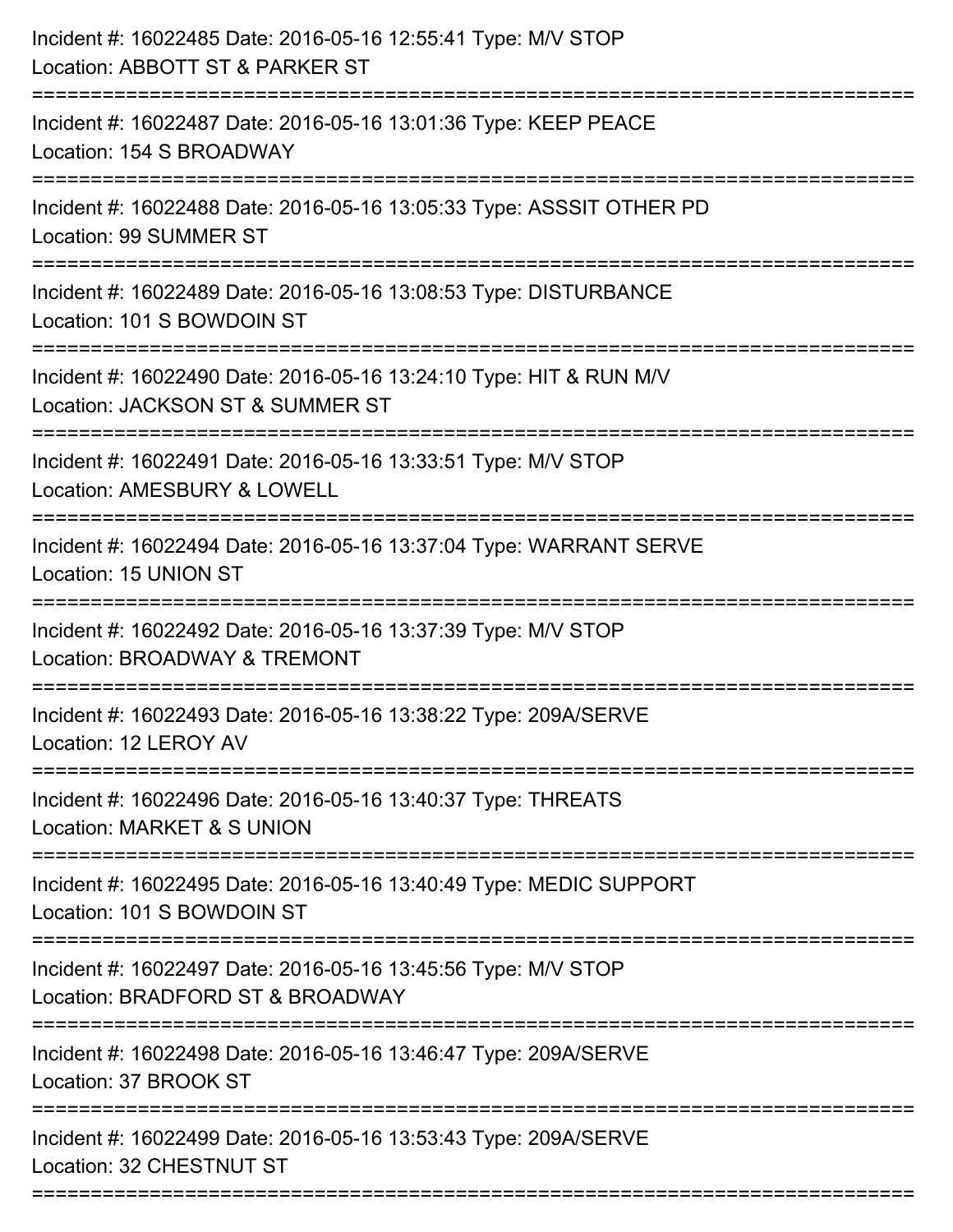Incident #: 16022485 Date: 2016-05-16 12:55:41 Type: M/V STOP
Location: ABBOTT ST & PARKER ST

===========================================================================

Incident #: 16022487 Date: 2016-05-16 13:01:36 Type: KEEP PEACE
Location: 154 S BROADWAY

===========================================================================

Incident #: 16022488 Date: 2016-05-16 13:05:33 Type: ASSSIT OTHER PD
Location: 99 SUMMER ST

===========================================================================

Incident #: 16022489 Date: 2016-05-16 13:08:53 Type: DISTURBANCE
Location: 101 S BOWDOIN ST

===========================================================================

Incident #: 16022490 Date: 2016-05-16 13:24:10 Type: HIT & RUN M/V
Location: JACKSON ST & SUMMER ST

===========================================================================

Incident #: 16022491 Date: 2016-05-16 13:33:51 Type: M/V STOP
Location: AMESBURY & LOWELL

===========================================================================

Incident #: 16022494 Date: 2016-05-16 13:37:04 Type: WARRANT SERVE
Location: 15 UNION ST

===========================================================================

Incident #: 16022492 Date: 2016-05-16 13:37:39 Type: M/V STOP
Location: BROADWAY & TREMONT

===========================================================================

Incident #: 16022493 Date: 2016-05-16 13:38:22 Type: 209A/SERVE
Location: 12 LEROY AV

===========================================================================

Incident #: 16022496 Date: 2016-05-16 13:40:37 Type: THREATS
Location: MARKET & S UNION

===========================================================================

Incident #: 16022495 Date: 2016-05-16 13:40:49 Type: MEDIC SUPPORT
Location: 101 S BOWDOIN ST

===========================================================================

Incident #: 16022497 Date: 2016-05-16 13:45:56 Type: M/V STOP
Location: BRADFORD ST & BROADWAY

===========================================================================

Incident #: 16022498 Date: 2016-05-16 13:46:47 Type: 209A/SERVE
Location: 37 BROOK ST

===========================================================================

Incident #: 16022499 Date: 2016-05-16 13:53:43 Type: 209A/SERVE
Location: 32 CHESTNUT ST

===========================================================================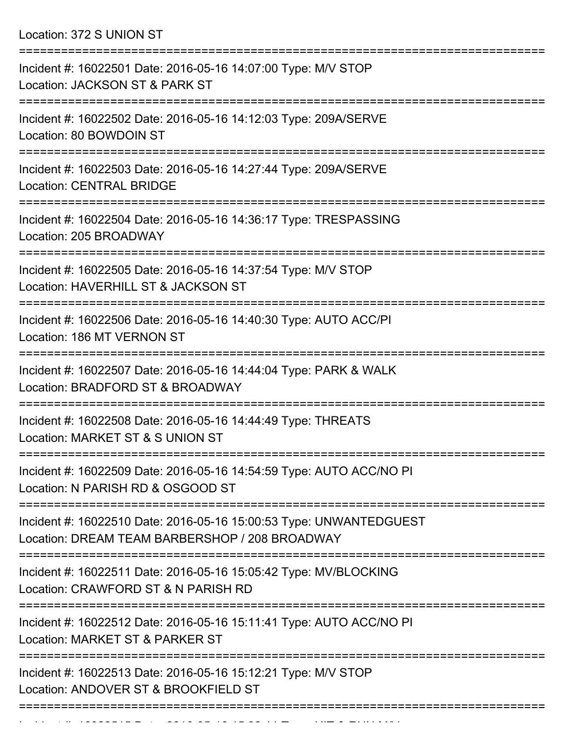Location: 372 S UNION ST

===========================================================================

Incident #: 16022501 Date: 2016-05-16 14:07:00 Type: M/V STOP
Location: JACKSON ST & PARK ST

===========================================================================

Incident #: 16022502 Date: 2016-05-16 14:12:03 Type: 209A/SERVE
Location: 80 BOWDOIN ST

===========================================================================

Incident #: 16022503 Date: 2016-05-16 14:27:44 Type: 209A/SERVE
Location: CENTRAL BRIDGE

===========================================================================

Incident #: 16022504 Date: 2016-05-16 14:36:17 Type: TRESPASSING
Location: 205 BROADWAY

===========================================================================

Incident #: 16022505 Date: 2016-05-16 14:37:54 Type: M/V STOP
Location: HAVERHILL ST & JACKSON ST

===========================================================================

Incident #: 16022506 Date: 2016-05-16 14:40:30 Type: AUTO ACC/PI
Location: 186 MT VERNON ST

===========================================================================

Incident #: 16022507 Date: 2016-05-16 14:44:04 Type: PARK & WALK
Location: BRADFORD ST & BROADWAY

===========================================================================

Incident #: 16022508 Date: 2016-05-16 14:44:49 Type: THREATS
Location: MARKET ST & S UNION ST

===========================================================================

Incident #: 16022509 Date: 2016-05-16 14:54:59 Type: AUTO ACC/NO PI
Location: N PARISH RD & OSGOOD ST

===========================================================================

Incident #: 16022510 Date: 2016-05-16 15:00:53 Type: UNWANTEDGUEST
Location: DREAM TEAM BARBERSHOP / 208 BROADWAY

===========================================================================

Incident #: 16022511 Date: 2016-05-16 15:05:42 Type: MV/BLOCKING
Location: CRAWFORD ST & N PARISH RD

===========================================================================

Incident #: 16022512 Date: 2016-05-16 15:11:41 Type: AUTO ACC/NO PI
Location: MARKET ST & PARKER ST

===========================================================================

Incident #: 16022513 Date: 2016-05-16 15:12:21 Type: M/V STOP
Location: ANDOVER ST & BROOKFIELD ST

===========================================================================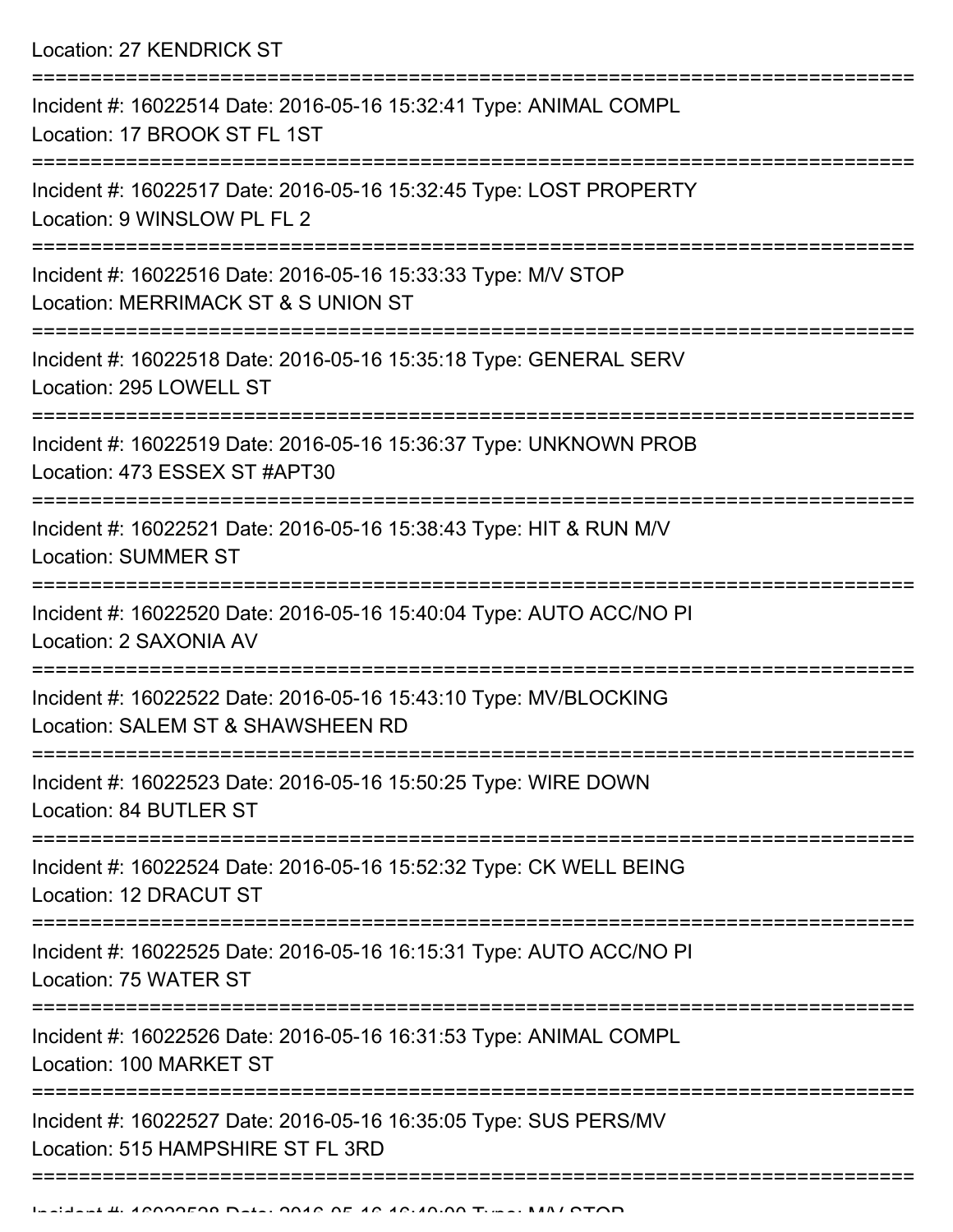Location: 27 KENDRICK ST

===========================================================================

Incident #: 16022514 Date: 2016-05-16 15:32:41 Type: ANIMAL COMPL
Location: 17 BROOK ST FL 1ST

===========================================================================

Incident #: 16022517 Date: 2016-05-16 15:32:45 Type: LOST PROPERTY
Location: 9 WINSLOW PL FL 2

===========================================================================

Incident #: 16022516 Date: 2016-05-16 15:33:33 Type: M/V STOP
Location: MERRIMACK ST & S UNION ST

===========================================================================

Incident #: 16022518 Date: 2016-05-16 15:35:18 Type: GENERAL SERV
Location: 295 LOWELL ST

===========================================================================

Incident #: 16022519 Date: 2016-05-16 15:36:37 Type: UNKNOWN PROB
Location: 473 ESSEX ST #APT30

===========================================================================

Incident #: 16022521 Date: 2016-05-16 15:38:43 Type: HIT & RUN M/V
Location: SUMMER ST

===========================================================================

Incident #: 16022520 Date: 2016-05-16 15:40:04 Type: AUTO ACC/NO PI
Location: 2 SAXONIA AV

===========================================================================

Incident #: 16022522 Date: 2016-05-16 15:43:10 Type: MV/BLOCKING
Location: SALEM ST & SHAWSHEEN RD

===========================================================================

Incident #: 16022523 Date: 2016-05-16 15:50:25 Type: WIRE DOWN
Location: 84 BUTLER ST

===========================================================================

Incident #: 16022524 Date: 2016-05-16 15:52:32 Type: CK WELL BEING
Location: 12 DRACUT ST

===========================================================================

Incident #: 16022525 Date: 2016-05-16 16:15:31 Type: AUTO ACC/NO PI
Location: 75 WATER ST

===========================================================================

Incident #: 16022526 Date: 2016-05-16 16:31:53 Type: ANIMAL COMPL
Location: 100 MARKET ST

===========================================================================

Incident #: 16022527 Date: 2016-05-16 16:35:05 Type: SUS PERS/MV
Location: 515 HAMPSHIRE ST FL 3RD

===========================================================================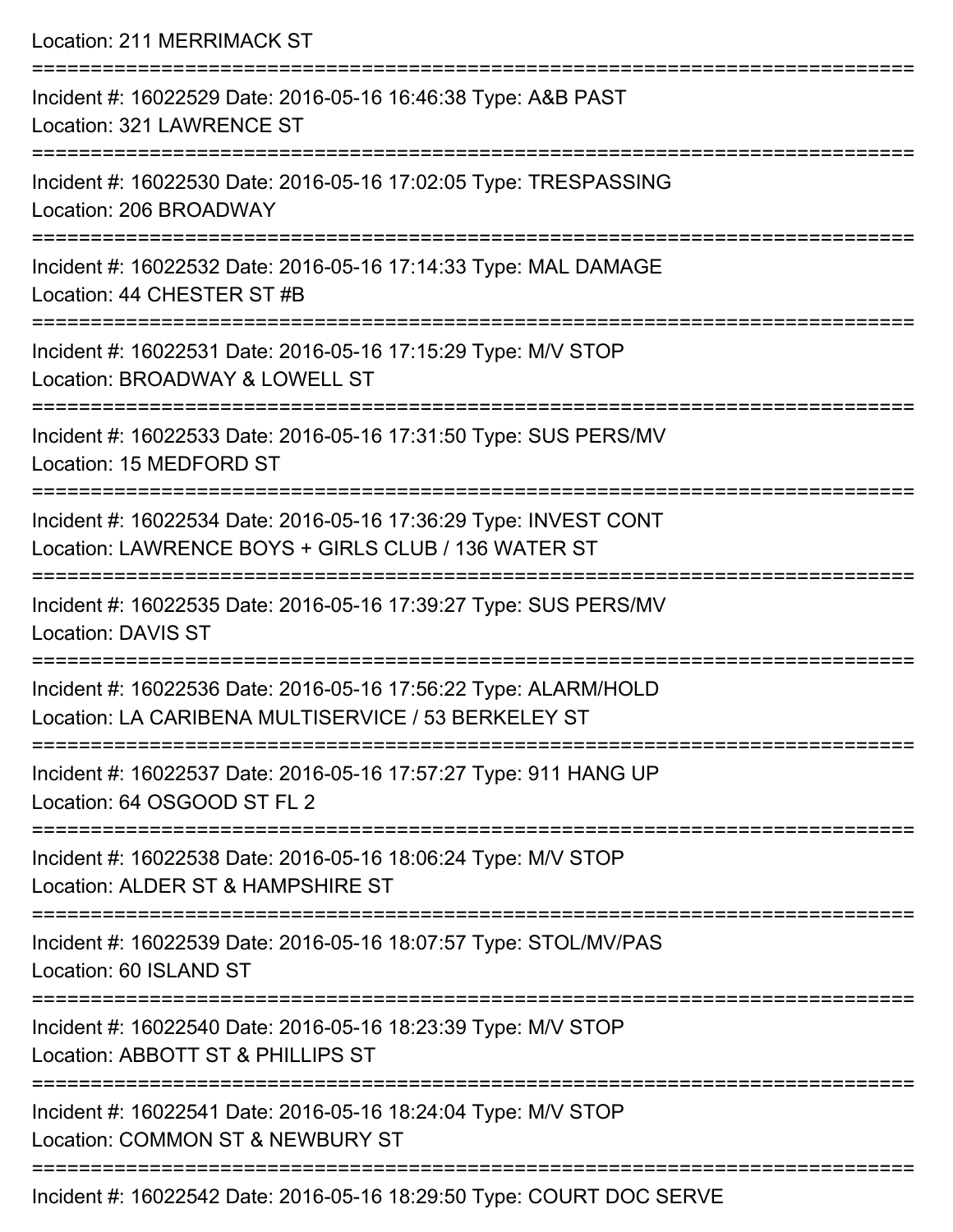Location: 211 MERRIMACK ST

===========================================================================

Incident #: 16022529 Date: 2016-05-16 16:46:38 Type: A&B PAST
Location: 321 LAWRENCE ST

===========================================================================

Incident #: 16022530 Date: 2016-05-16 17:02:05 Type: TRESPASSING
Location: 206 BROADWAY

===========================================================================

Incident #: 16022532 Date: 2016-05-16 17:14:33 Type: MAL DAMAGE
Location: 44 CHESTER ST #B

===========================================================================

Incident #: 16022531 Date: 2016-05-16 17:15:29 Type: M/V STOP
Location: BROADWAY & LOWELL ST

===========================================================================

Incident #: 16022533 Date: 2016-05-16 17:31:50 Type: SUS PERS/MV
Location: 15 MEDFORD ST

===========================================================================

Incident #: 16022534 Date: 2016-05-16 17:36:29 Type: INVEST CONT
Location: LAWRENCE BOYS + GIRLS CLUB / 136 WATER ST

===========================================================================

Incident #: 16022535 Date: 2016-05-16 17:39:27 Type: SUS PERS/MV
Location: DAVIS ST

===========================================================================

Incident #: 16022536 Date: 2016-05-16 17:56:22 Type: ALARM/HOLD
Location: LA CARIBENA MULTISERVICE / 53 BERKELEY ST

===========================================================================

Incident #: 16022537 Date: 2016-05-16 17:57:27 Type: 911 HANG UP
Location: 64 OSGOOD ST FL 2

===========================================================================

Incident #: 16022538 Date: 2016-05-16 18:06:24 Type: M/V STOP
Location: ALDER ST & HAMPSHIRE ST

===========================================================================

Incident #: 16022539 Date: 2016-05-16 18:07:57 Type: STOL/MV/PAS
Location: 60 ISLAND ST

===========================================================================

Incident #: 16022540 Date: 2016-05-16 18:23:39 Type: M/V STOP
Location: ABBOTT ST & PHILLIPS ST

===========================================================================

Incident #: 16022541 Date: 2016-05-16 18:24:04 Type: M/V STOP
Location: COMMON ST & NEWBURY ST

===========================================================================

Incident #: 16022542 Date: 2016-05-16 18:29:50 Type: COURT DOC SERVE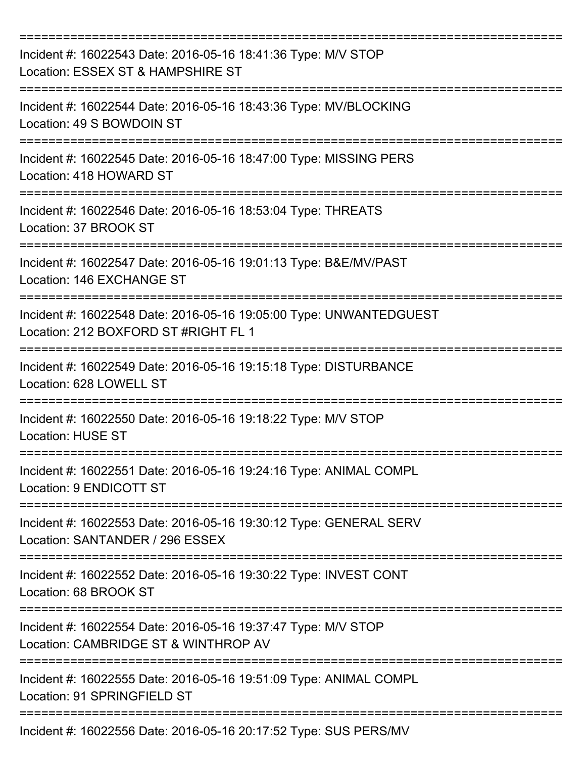===========================================================================

Incident #: 16022543 Date: 2016-05-16 18:41:36 Type: M/V STOP
Location: ESSEX ST & HAMPSHIRE ST

===========================================================================

Incident #: 16022544 Date: 2016-05-16 18:43:36 Type: MV/BLOCKING
Location: 49 S BOWDOIN ST

===========================================================================

Incident #: 16022545 Date: 2016-05-16 18:47:00 Type: MISSING PERS
Location: 418 HOWARD ST

===========================================================================

Incident #: 16022546 Date: 2016-05-16 18:53:04 Type: THREATS
Location: 37 BROOK ST

===========================================================================

Incident #: 16022547 Date: 2016-05-16 19:01:13 Type: B&E/MV/PAST
Location: 146 EXCHANGE ST

===========================================================================

Incident #: 16022548 Date: 2016-05-16 19:05:00 Type: UNWANTEDGUEST
Location: 212 BOXFORD ST #RIGHT FL 1

===========================================================================

Incident #: 16022549 Date: 2016-05-16 19:15:18 Type: DISTURBANCE
Location: 628 LOWELL ST

===========================================================================

Incident #: 16022550 Date: 2016-05-16 19:18:22 Type: M/V STOP
Location: HUSE ST

===========================================================================

Incident #: 16022551 Date: 2016-05-16 19:24:16 Type: ANIMAL COMPL
Location: 9 ENDICOTT ST

===========================================================================

Incident #: 16022553 Date: 2016-05-16 19:30:12 Type: GENERAL SERV
Location: SANTANDER / 296 ESSEX

===========================================================================

Incident #: 16022552 Date: 2016-05-16 19:30:22 Type: INVEST CONT
Location: 68 BROOK ST

===========================================================================

Incident #: 16022554 Date: 2016-05-16 19:37:47 Type: M/V STOP
Location: CAMBRIDGE ST & WINTHROP AV

===========================================================================

Incident #: 16022555 Date: 2016-05-16 19:51:09 Type: ANIMAL COMPL
Location: 91 SPRINGFIELD ST

===========================================================================

Incident #: 16022556 Date: 2016-05-16 20:17:52 Type: SUS PERS/MV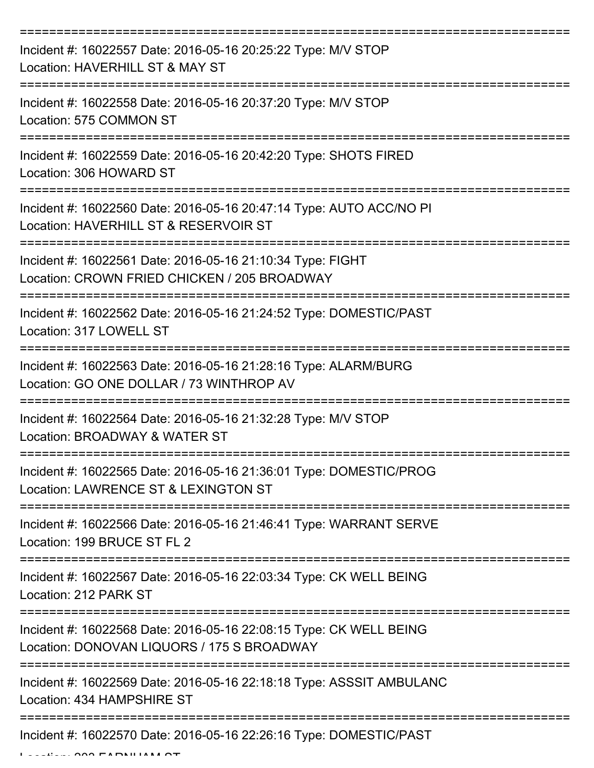===========================================================================

Incident #: 16022557 Date: 2016-05-16 20:25:22 Type: M/V STOP
Location: HAVERHILL ST & MAY ST

===========================================================================

Incident #: 16022558 Date: 2016-05-16 20:37:20 Type: M/V STOP
Location: 575 COMMON ST

===========================================================================

Incident #: 16022559 Date: 2016-05-16 20:42:20 Type: SHOTS FIRED
Location: 306 HOWARD ST

===========================================================================

Incident #: 16022560 Date: 2016-05-16 20:47:14 Type: AUTO ACC/NO PI
Location: HAVERHILL ST & RESERVOIR ST

===========================================================================

Incident #: 16022561 Date: 2016-05-16 21:10:34 Type: FIGHT
Location: CROWN FRIED CHICKEN / 205 BROADWAY

===========================================================================

Incident #: 16022562 Date: 2016-05-16 21:24:52 Type: DOMESTIC/PAST
Location: 317 LOWELL ST

===========================================================================

Incident #: 16022563 Date: 2016-05-16 21:28:16 Type: ALARM/BURG
Location: GO ONE DOLLAR / 73 WINTHROP AV

===========================================================================

Incident #: 16022564 Date: 2016-05-16 21:32:28 Type: M/V STOP
Location: BROADWAY & WATER ST

===========================================================================

Incident #: 16022565 Date: 2016-05-16 21:36:01 Type: DOMESTIC/PROG
Location: LAWRENCE ST & LEXINGTON ST

===========================================================================

Incident #: 16022566 Date: 2016-05-16 21:46:41 Type: WARRANT SERVE
Location: 199 BRUCE ST FL 2

===========================================================================

Incident #: 16022567 Date: 2016-05-16 22:03:34 Type: CK WELL BEING
Location: 212 PARK ST

===========================================================================

Incident #: 16022568 Date: 2016-05-16 22:08:15 Type: CK WELL BEING
Location: DONOVAN LIQUORS / 175 S BROADWAY

===========================================================================

Incident #: 16022569 Date: 2016-05-16 22:18:18 Type: ASSSIT AMBULANC
Location: 434 HAMPSHIRE ST

===========================================================================

Incident #: 16022570 Date: 2016-05-16 22:26:16 Type: DOMESTIC/PAST
Location: 202 FARNHAM ST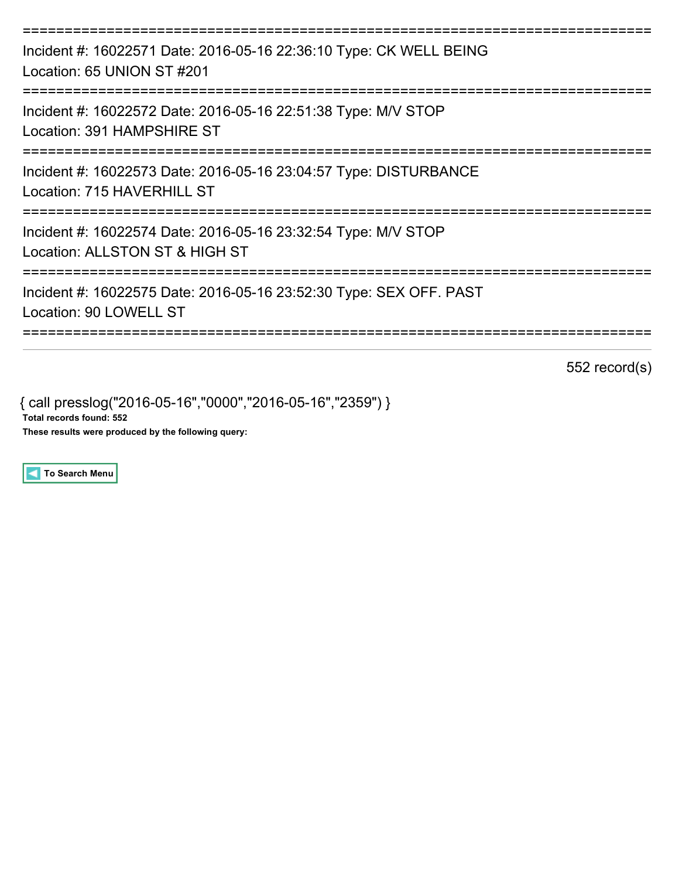===========================================================================

Incident #: 16022571 Date: 2016-05-16 22:36:10 Type: CK WELL BEING

Location: 65 UNION ST #201

===========================================================================

Incident #: 16022572 Date: 2016-05-16 22:51:38 Type: M/V STOP

Location: 391 HAMPSHIRE ST

===========================================================================

Incident #: 16022573 Date: 2016-05-16 23:04:57 Type: DISTURBANCE

Location: 715 HAVERHILL ST

===========================================================================

Incident #: 16022574 Date: 2016-05-16 23:32:54 Type: M/V STOP

Location: ALLSTON ST & HIGH ST

===========================================================================

Incident #: 16022575 Date: 2016-05-16 23:52:30 Type: SEX OFF. PAST

Location: 90 LOWELL ST

===========================================================================

552 record(s)

{ call presslog("2016-05-16","0000","2016-05-16","2359") }

**Total records found: 552**

**These results were produced by the following query:**

**To Search Menu**